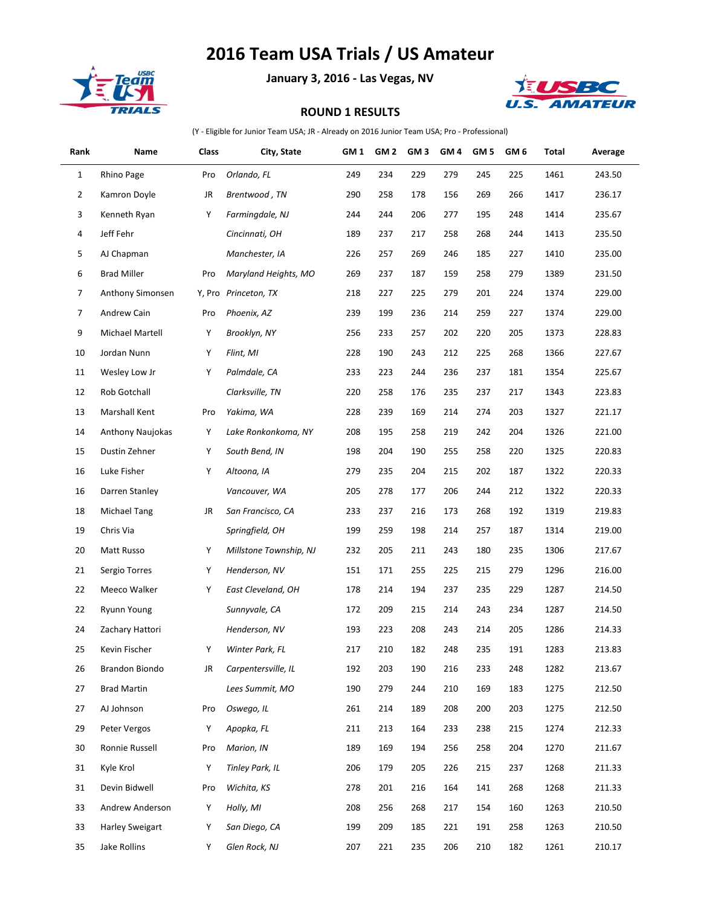# 2016 Team USA Trials / US Amateur

**January 3, 2016 - Las Vegas, NV**

**ROUND 1 RESULTS**

(Y - Eligible for Junior Team USA; JR - Already on 2016 Junior Team USA; Pro - Professional)

| Rank | Name | Class | City, State | GM 1 | GM 2 | GM 3 | GM 4 | GM 5 | GM 6 | Total | Average |
|---|---|---|---|---|---|---|---|---|---|---|---|
| 1 | Rhino Page | Pro | *Orlando, FL* | 249 | 234 | 229 | 279 | 245 | 225 | 1461 | 243.50 |
| 2 | Kamron Doyle | JR | *Brentwood , TN* | 290 | 258 | 178 | 156 | 269 | 266 | 1417 | 236.17 |
| 3 | Kenneth Ryan | Y | *Farmingdale, NJ* | 244 | 244 | 206 | 277 | 195 | 248 | 1414 | 235.67 |
| 4 | Jeff Fehr | | *Cincinnati, OH* | 189 | 237 | 217 | 258 | 268 | 244 | 1413 | 235.50 |
| 5 | AJ Chapman | | *Manchester, IA* | 226 | 257 | 269 | 246 | 185 | 227 | 1410 | 235.00 |
| 6 | Brad Miller | Pro | *Maryland Heights, MO* | 269 | 237 | 187 | 159 | 258 | 279 | 1389 | 231.50 |
| 7 | Anthony Simonsen | Y, Pro | *Princeton, TX* | 218 | 227 | 225 | 279 | 201 | 224 | 1374 | 229.00 |
| 7 | Andrew Cain | Pro | *Phoenix, AZ* | 239 | 199 | 236 | 214 | 259 | 227 | 1374 | 229.00 |
| 9 | Michael Martell | Y | *Brooklyn, NY* | 256 | 233 | 257 | 202 | 220 | 205 | 1373 | 228.83 |
| 10 | Jordan Nunn | Y | *Flint, MI* | 228 | 190 | 243 | 212 | 225 | 268 | 1366 | 227.67 |
| 11 | Wesley Low Jr | Y | *Palmdale, CA* | 233 | 223 | 244 | 236 | 237 | 181 | 1354 | 225.67 |
| 12 | Rob Gotchall | | *Clarksville, TN* | 220 | 258 | 176 | 235 | 237 | 217 | 1343 | 223.83 |
| 13 | Marshall Kent | Pro | *Yakima, WA* | 228 | 239 | 169 | 214 | 274 | 203 | 1327 | 221.17 |
| 14 | Anthony Naujokas | Y | *Lake Ronkonkoma, NY* | 208 | 195 | 258 | 219 | 242 | 204 | 1326 | 221.00 |
| 15 | Dustin Zehner | Y | *South Bend, IN* | 198 | 204 | 190 | 255 | 258 | 220 | 1325 | 220.83 |
| 16 | Luke Fisher | Y | *Altoona, IA* | 279 | 235 | 204 | 215 | 202 | 187 | 1322 | 220.33 |
| 16 | Darren Stanley | | *Vancouver, WA* | 205 | 278 | 177 | 206 | 244 | 212 | 1322 | 220.33 |
| 18 | Michael Tang | JR | *San Francisco, CA* | 233 | 237 | 216 | 173 | 268 | 192 | 1319 | 219.83 |
| 19 | Chris Via | | *Springfield, OH* | 199 | 259 | 198 | 214 | 257 | 187 | 1314 | 219.00 |
| 20 | Matt Russo | Y | *Millstone Township, NJ* | 232 | 205 | 211 | 243 | 180 | 235 | 1306 | 217.67 |
| 21 | Sergio Torres | Y | *Henderson, NV* | 151 | 171 | 255 | 225 | 215 | 279 | 1296 | 216.00 |
| 22 | Meeco Walker | Y | *East Cleveland, OH* | 178 | 214 | 194 | 237 | 235 | 229 | 1287 | 214.50 |
| 22 | Ryunn Young | | *Sunnyvale, CA* | 172 | 209 | 215 | 214 | 243 | 234 | 1287 | 214.50 |
| 24 | Zachary Hattori | | *Henderson, NV* | 193 | 223 | 208 | 243 | 214 | 205 | 1286 | 214.33 |
| 25 | Kevin Fischer | Y | *Winter Park, FL* | 217 | 210 | 182 | 248 | 235 | 191 | 1283 | 213.83 |
| 26 | Brandon Biondo | JR | *Carpentersville, IL* | 192 | 203 | 190 | 216 | 233 | 248 | 1282 | 213.67 |
| 27 | Brad Martin | | *Lees Summit, MO* | 190 | 279 | 244 | 210 | 169 | 183 | 1275 | 212.50 |
| 27 | AJ Johnson | Pro | *Oswego, IL* | 261 | 214 | 189 | 208 | 200 | 203 | 1275 | 212.50 |
| 29 | Peter Vergos | Y | *Apopka, FL* | 211 | 213 | 164 | 233 | 238 | 215 | 1274 | 212.33 |
| 30 | Ronnie Russell | Pro | *Marion, IN* | 189 | 169 | 194 | 256 | 258 | 204 | 1270 | 211.67 |
| 31 | Kyle Krol | Y | *Tinley Park, IL* | 206 | 179 | 205 | 226 | 215 | 237 | 1268 | 211.33 |
| 31 | Devin Bidwell | Pro | *Wichita, KS* | 278 | 201 | 216 | 164 | 141 | 268 | 1268 | 211.33 |
| 33 | Andrew Anderson | Y | *Holly, MI* | 208 | 256 | 268 | 217 | 154 | 160 | 1263 | 210.50 |
| 33 | Harley Sweigart | Y | *San Diego, CA* | 199 | 209 | 185 | 221 | 191 | 258 | 1263 | 210.50 |
| 35 | Jake Rollins | Y | *Glen Rock, NJ* | 207 | 221 | 235 | 206 | 210 | 182 | 1261 | 210.17 |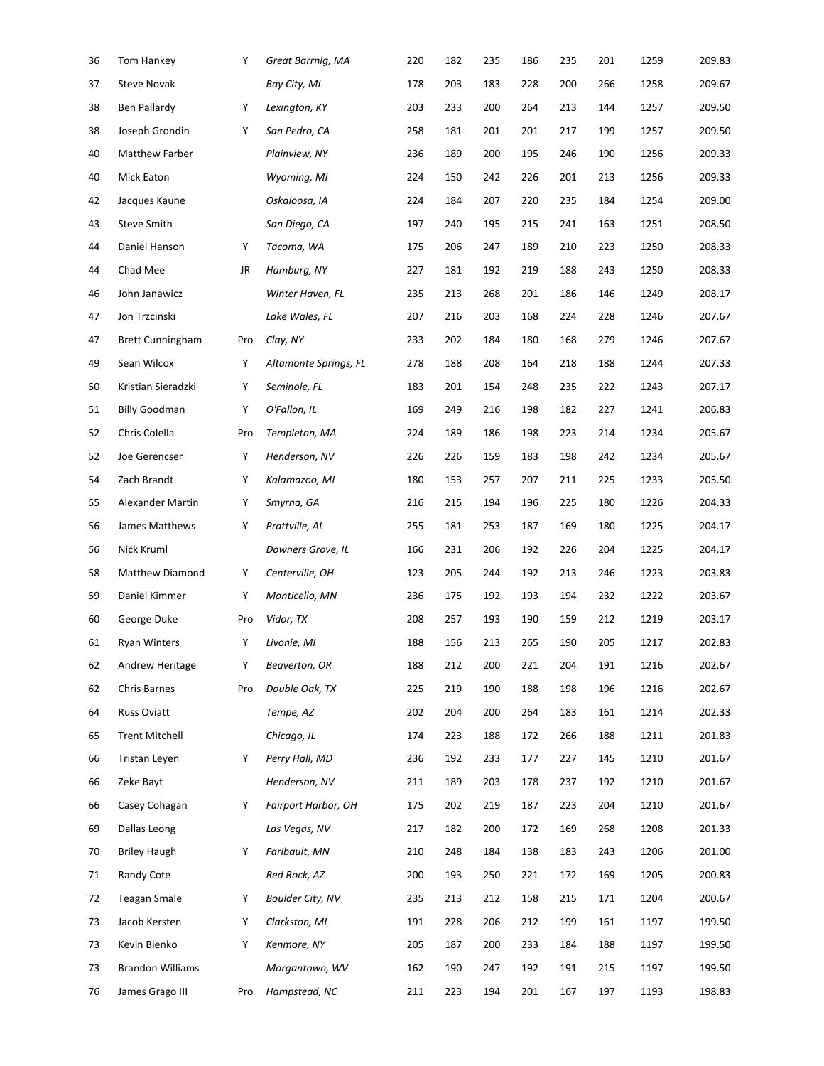| | | | | | | | | | | | |
|---|---|---|---|---|---|---|---|---|---|---|---|
| 36 | Tom Hankey | Y | *Great Barrnig, MA* | 220 | 182 | 235 | 186 | 235 | 201 | 1259 | 209.83 |
| 37 | Steve Novak | | *Bay City, MI* | 178 | 203 | 183 | 228 | 200 | 266 | 1258 | 209.67 |
| 38 | Ben Pallardy | Y | *Lexington, KY* | 203 | 233 | 200 | 264 | 213 | 144 | 1257 | 209.50 |
| 38 | Joseph Grondin | Y | *San Pedro, CA* | 258 | 181 | 201 | 201 | 217 | 199 | 1257 | 209.50 |
| 40 | Matthew Farber | | *Plainview, NY* | 236 | 189 | 200 | 195 | 246 | 190 | 1256 | 209.33 |
| 40 | Mick Eaton | | *Wyoming, MI* | 224 | 150 | 242 | 226 | 201 | 213 | 1256 | 209.33 |
| 42 | Jacques Kaune | | *Oskaloosa, IA* | 224 | 184 | 207 | 220 | 235 | 184 | 1254 | 209.00 |
| 43 | Steve Smith | | *San Diego, CA* | 197 | 240 | 195 | 215 | 241 | 163 | 1251 | 208.50 |
| 44 | Daniel Hanson | Y | *Tacoma, WA* | 175 | 206 | 247 | 189 | 210 | 223 | 1250 | 208.33 |
| 44 | Chad Mee | JR | *Hamburg, NY* | 227 | 181 | 192 | 219 | 188 | 243 | 1250 | 208.33 |
| 46 | John Janawicz | | *Winter Haven, FL* | 235 | 213 | 268 | 201 | 186 | 146 | 1249 | 208.17 |
| 47 | Jon Trzcinski | | *Lake Wales, FL* | 207 | 216 | 203 | 168 | 224 | 228 | 1246 | 207.67 |
| 47 | Brett Cunningham | Pro | *Clay, NY* | 233 | 202 | 184 | 180 | 168 | 279 | 1246 | 207.67 |
| 49 | Sean Wilcox | Y | *Altamonte Springs, FL* | 278 | 188 | 208 | 164 | 218 | 188 | 1244 | 207.33 |
| 50 | Kristian Sieradzki | Y | *Seminole, FL* | 183 | 201 | 154 | 248 | 235 | 222 | 1243 | 207.17 |
| 51 | Billy Goodman | Y | *O'Fallon, IL* | 169 | 249 | 216 | 198 | 182 | 227 | 1241 | 206.83 |
| 52 | Chris Colella | Pro | *Templeton, MA* | 224 | 189 | 186 | 198 | 223 | 214 | 1234 | 205.67 |
| 52 | Joe Gerencser | Y | *Henderson, NV* | 226 | 226 | 159 | 183 | 198 | 242 | 1234 | 205.67 |
| 54 | Zach Brandt | Y | *Kalamazoo, MI* | 180 | 153 | 257 | 207 | 211 | 225 | 1233 | 205.50 |
| 55 | Alexander Martin | Y | *Smyrna, GA* | 216 | 215 | 194 | 196 | 225 | 180 | 1226 | 204.33 |
| 56 | James Matthews | Y | *Prattville, AL* | 255 | 181 | 253 | 187 | 169 | 180 | 1225 | 204.17 |
| 56 | Nick Kruml | | *Downers Grove, IL* | 166 | 231 | 206 | 192 | 226 | 204 | 1225 | 204.17 |
| 58 | Matthew Diamond | Y | *Centerville, OH* | 123 | 205 | 244 | 192 | 213 | 246 | 1223 | 203.83 |
| 59 | Daniel Kimmer | Y | *Monticello, MN* | 236 | 175 | 192 | 193 | 194 | 232 | 1222 | 203.67 |
| 60 | George Duke | Pro | *Vidor, TX* | 208 | 257 | 193 | 190 | 159 | 212 | 1219 | 203.17 |
| 61 | Ryan Winters | Y | *Livonie, MI* | 188 | 156 | 213 | 265 | 190 | 205 | 1217 | 202.83 |
| 62 | Andrew Heritage | Y | *Beaverton, OR* | 188 | 212 | 200 | 221 | 204 | 191 | 1216 | 202.67 |
| 62 | Chris Barnes | Pro | *Double Oak, TX* | 225 | 219 | 190 | 188 | 198 | 196 | 1216 | 202.67 |
| 64 | Russ Oviatt | | *Tempe, AZ* | 202 | 204 | 200 | 264 | 183 | 161 | 1214 | 202.33 |
| 65 | Trent Mitchell | | *Chicago, IL* | 174 | 223 | 188 | 172 | 266 | 188 | 1211 | 201.83 |
| 66 | Tristan Leyen | Y | *Perry Hall, MD* | 236 | 192 | 233 | 177 | 227 | 145 | 1210 | 201.67 |
| 66 | Zeke Bayt | | *Henderson, NV* | 211 | 189 | 203 | 178 | 237 | 192 | 1210 | 201.67 |
| 66 | Casey Cohagan | Y | *Fairport Harbor, OH* | 175 | 202 | 219 | 187 | 223 | 204 | 1210 | 201.67 |
| 69 | Dallas Leong | | *Las Vegas, NV* | 217 | 182 | 200 | 172 | 169 | 268 | 1208 | 201.33 |
| 70 | Briley Haugh | Y | *Faribault, MN* | 210 | 248 | 184 | 138 | 183 | 243 | 1206 | 201.00 |
| 71 | Randy Cote | | *Red Rock, AZ* | 200 | 193 | 250 | 221 | 172 | 169 | 1205 | 200.83 |
| 72 | Teagan Smale | Y | *Boulder City, NV* | 235 | 213 | 212 | 158 | 215 | 171 | 1204 | 200.67 |
| 73 | Jacob Kersten | Y | *Clarkston, MI* | 191 | 228 | 206 | 212 | 199 | 161 | 1197 | 199.50 |
| 73 | Kevin Bienko | Y | *Kenmore, NY* | 205 | 187 | 200 | 233 | 184 | 188 | 1197 | 199.50 |
| 73 | Brandon Williams | | *Morgantown, WV* | 162 | 190 | 247 | 192 | 191 | 215 | 1197 | 199.50 |
| 76 | James Grago III | Pro | *Hampstead, NC* | 211 | 223 | 194 | 201 | 167 | 197 | 1193 | 198.83 |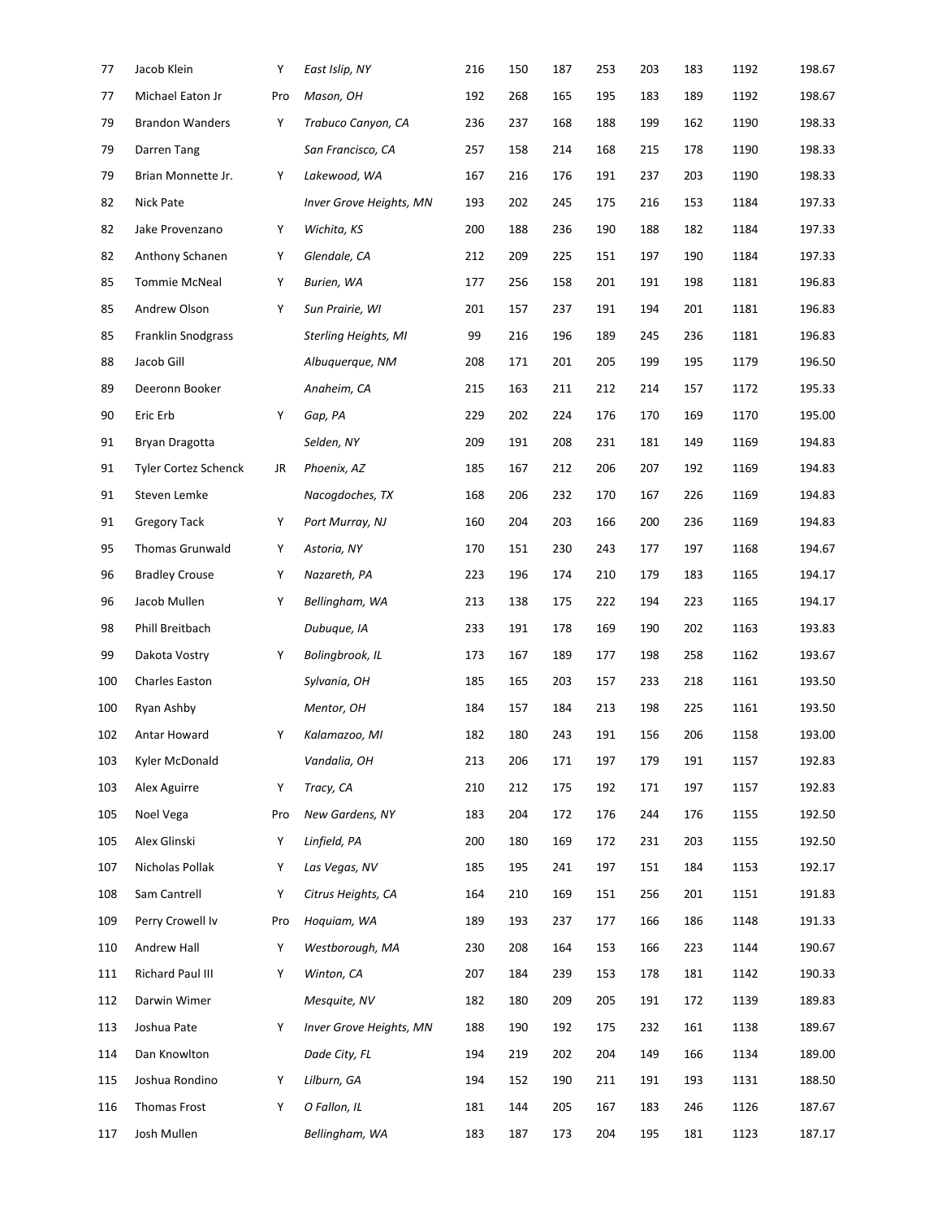| | | | | | | | | | | | |
|---|---|---|---|---|---|---|---|---|---|---|---|
| 77 | Jacob Klein | Y | *East Islip, NY* | 216 | 150 | 187 | 253 | 203 | 183 | 1192 | 198.67 |
| 77 | Michael Eaton Jr | Pro | *Mason, OH* | 192 | 268 | 165 | 195 | 183 | 189 | 1192 | 198.67 |
| 79 | Brandon Wanders | Y | *Trabuco Canyon, CA* | 236 | 237 | 168 | 188 | 199 | 162 | 1190 | 198.33 |
| 79 | Darren Tang | | *San Francisco, CA* | 257 | 158 | 214 | 168 | 215 | 178 | 1190 | 198.33 |
| 79 | Brian Monnette Jr. | Y | *Lakewood, WA* | 167 | 216 | 176 | 191 | 237 | 203 | 1190 | 198.33 |
| 82 | Nick Pate | | *Inver Grove Heights, MN* | 193 | 202 | 245 | 175 | 216 | 153 | 1184 | 197.33 |
| 82 | Jake Provenzano | Y | *Wichita, KS* | 200 | 188 | 236 | 190 | 188 | 182 | 1184 | 197.33 |
| 82 | Anthony Schanen | Y | *Glendale, CA* | 212 | 209 | 225 | 151 | 197 | 190 | 1184 | 197.33 |
| 85 | Tommie McNeal | Y | *Burien, WA* | 177 | 256 | 158 | 201 | 191 | 198 | 1181 | 196.83 |
| 85 | Andrew Olson | Y | *Sun Prairie, WI* | 201 | 157 | 237 | 191 | 194 | 201 | 1181 | 196.83 |
| 85 | Franklin Snodgrass | | *Sterling Heights, MI* | 99 | 216 | 196 | 189 | 245 | 236 | 1181 | 196.83 |
| 88 | Jacob Gill | | *Albuquerque, NM* | 208 | 171 | 201 | 205 | 199 | 195 | 1179 | 196.50 |
| 89 | Deeronn Booker | | *Anaheim, CA* | 215 | 163 | 211 | 212 | 214 | 157 | 1172 | 195.33 |
| 90 | Eric Erb | Y | *Gap, PA* | 229 | 202 | 224 | 176 | 170 | 169 | 1170 | 195.00 |
| 91 | Bryan Dragotta | | *Selden, NY* | 209 | 191 | 208 | 231 | 181 | 149 | 1169 | 194.83 |
| 91 | Tyler Cortez Schenck | JR | *Phoenix, AZ* | 185 | 167 | 212 | 206 | 207 | 192 | 1169 | 194.83 |
| 91 | Steven Lemke | | *Nacogdoches, TX* | 168 | 206 | 232 | 170 | 167 | 226 | 1169 | 194.83 |
| 91 | Gregory Tack | Y | *Port Murray, NJ* | 160 | 204 | 203 | 166 | 200 | 236 | 1169 | 194.83 |
| 95 | Thomas Grunwald | Y | *Astoria, NY* | 170 | 151 | 230 | 243 | 177 | 197 | 1168 | 194.67 |
| 96 | Bradley Crouse | Y | *Nazareth, PA* | 223 | 196 | 174 | 210 | 179 | 183 | 1165 | 194.17 |
| 96 | Jacob Mullen | Y | *Bellingham, WA* | 213 | 138 | 175 | 222 | 194 | 223 | 1165 | 194.17 |
| 98 | Phill Breitbach | | *Dubuque, IA* | 233 | 191 | 178 | 169 | 190 | 202 | 1163 | 193.83 |
| 99 | Dakota Vostry | Y | *Bolingbrook, IL* | 173 | 167 | 189 | 177 | 198 | 258 | 1162 | 193.67 |
| 100 | Charles Easton | | *Sylvania, OH* | 185 | 165 | 203 | 157 | 233 | 218 | 1161 | 193.50 |
| 100 | Ryan Ashby | | *Mentor, OH* | 184 | 157 | 184 | 213 | 198 | 225 | 1161 | 193.50 |
| 102 | Antar Howard | Y | *Kalamazoo, MI* | 182 | 180 | 243 | 191 | 156 | 206 | 1158 | 193.00 |
| 103 | Kyler McDonald | | *Vandalia, OH* | 213 | 206 | 171 | 197 | 179 | 191 | 1157 | 192.83 |
| 103 | Alex Aguirre | Y | *Tracy, CA* | 210 | 212 | 175 | 192 | 171 | 197 | 1157 | 192.83 |
| 105 | Noel Vega | Pro | *New Gardens, NY* | 183 | 204 | 172 | 176 | 244 | 176 | 1155 | 192.50 |
| 105 | Alex Glinski | Y | *Linfield, PA* | 200 | 180 | 169 | 172 | 231 | 203 | 1155 | 192.50 |
| 107 | Nicholas Pollak | Y | *Las Vegas, NV* | 185 | 195 | 241 | 197 | 151 | 184 | 1153 | 192.17 |
| 108 | Sam Cantrell | Y | *Citrus Heights, CA* | 164 | 210 | 169 | 151 | 256 | 201 | 1151 | 191.83 |
| 109 | Perry Crowell Iv | Pro | *Hoquiam, WA* | 189 | 193 | 237 | 177 | 166 | 186 | 1148 | 191.33 |
| 110 | Andrew Hall | Y | *Westborough, MA* | 230 | 208 | 164 | 153 | 166 | 223 | 1144 | 190.67 |
| 111 | Richard Paul III | Y | *Winton, CA* | 207 | 184 | 239 | 153 | 178 | 181 | 1142 | 190.33 |
| 112 | Darwin Wimer | | *Mesquite, NV* | 182 | 180 | 209 | 205 | 191 | 172 | 1139 | 189.83 |
| 113 | Joshua Pate | Y | *Inver Grove Heights, MN* | 188 | 190 | 192 | 175 | 232 | 161 | 1138 | 189.67 |
| 114 | Dan Knowlton | | *Dade City, FL* | 194 | 219 | 202 | 204 | 149 | 166 | 1134 | 189.00 |
| 115 | Joshua Rondino | Y | *Lilburn, GA* | 194 | 152 | 190 | 211 | 191 | 193 | 1131 | 188.50 |
| 116 | Thomas Frost | Y | *O Fallon, IL* | 181 | 144 | 205 | 167 | 183 | 246 | 1126 | 187.67 |
| 117 | Josh Mullen | | *Bellingham, WA* | 183 | 187 | 173 | 204 | 195 | 181 | 1123 | 187.17 |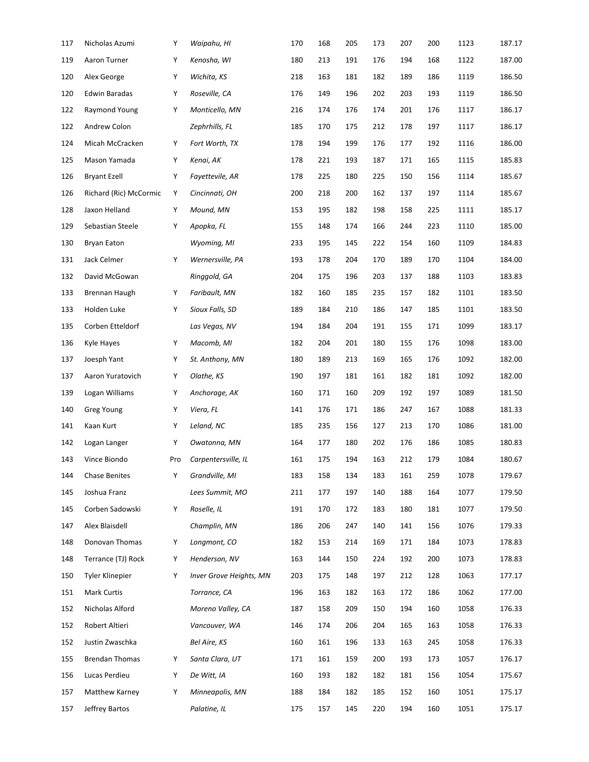| | | | | | | | | | | | |
|---|---|---|---|---|---|---|---|---|---|---|---|
| 117 | Nicholas Azumi | Y | *Waipahu, HI* | 170 | 168 | 205 | 173 | 207 | 200 | 1123 | 187.17 |
| 119 | Aaron Turner | Y | *Kenosha, WI* | 180 | 213 | 191 | 176 | 194 | 168 | 1122 | 187.00 |
| 120 | Alex George | Y | *Wichita, KS* | 218 | 163 | 181 | 182 | 189 | 186 | 1119 | 186.50 |
| 120 | Edwin Baradas | Y | *Roseville, CA* | 176 | 149 | 196 | 202 | 203 | 193 | 1119 | 186.50 |
| 122 | Raymond Young | Y | *Monticello, MN* | 216 | 174 | 176 | 174 | 201 | 176 | 1117 | 186.17 |
| 122 | Andrew Colon | | *Zephrhills, FL* | 185 | 170 | 175 | 212 | 178 | 197 | 1117 | 186.17 |
| 124 | Micah McCracken | Y | *Fort Worth, TX* | 178 | 194 | 199 | 176 | 177 | 192 | 1116 | 186.00 |
| 125 | Mason Yamada | Y | *Kenai, AK* | 178 | 221 | 193 | 187 | 171 | 165 | 1115 | 185.83 |
| 126 | Bryant Ezell | Y | *Fayettevile, AR* | 178 | 225 | 180 | 225 | 150 | 156 | 1114 | 185.67 |
| 126 | Richard (Ric) McCormic | Y | *Cincinnati, OH* | 200 | 218 | 200 | 162 | 137 | 197 | 1114 | 185.67 |
| 128 | Jaxon Helland | Y | *Mound, MN* | 153 | 195 | 182 | 198 | 158 | 225 | 1111 | 185.17 |
| 129 | Sebastian Steele | Y | *Apopka, FL* | 155 | 148 | 174 | 166 | 244 | 223 | 1110 | 185.00 |
| 130 | Bryan Eaton | | *Wyoming, MI* | 233 | 195 | 145 | 222 | 154 | 160 | 1109 | 184.83 |
| 131 | Jack Celmer | Y | *Wernersville, PA* | 193 | 178 | 204 | 170 | 189 | 170 | 1104 | 184.00 |
| 132 | David McGowan | | *Ringgold, GA* | 204 | 175 | 196 | 203 | 137 | 188 | 1103 | 183.83 |
| 133 | Brennan Haugh | Y | *Faribault, MN* | 182 | 160 | 185 | 235 | 157 | 182 | 1101 | 183.50 |
| 133 | Holden Luke | Y | *Sioux Falls, SD* | 189 | 184 | 210 | 186 | 147 | 185 | 1101 | 183.50 |
| 135 | Corben Etteldorf | | *Las Vegas, NV* | 194 | 184 | 204 | 191 | 155 | 171 | 1099 | 183.17 |
| 136 | Kyle Hayes | Y | *Macomb, MI* | 182 | 204 | 201 | 180 | 155 | 176 | 1098 | 183.00 |
| 137 | Joesph Yant | Y | *St. Anthony, MN* | 180 | 189 | 213 | 169 | 165 | 176 | 1092 | 182.00 |
| 137 | Aaron Yuratovich | Y | *Olathe, KS* | 190 | 197 | 181 | 161 | 182 | 181 | 1092 | 182.00 |
| 139 | Logan Williams | Y | *Anchorage, AK* | 160 | 171 | 160 | 209 | 192 | 197 | 1089 | 181.50 |
| 140 | Greg Young | Y | *Viera, FL* | 141 | 176 | 171 | 186 | 247 | 167 | 1088 | 181.33 |
| 141 | Kaan Kurt | Y | *Leland, NC* | 185 | 235 | 156 | 127 | 213 | 170 | 1086 | 181.00 |
| 142 | Logan Langer | Y | *Owatonna, MN* | 164 | 177 | 180 | 202 | 176 | 186 | 1085 | 180.83 |
| 143 | Vince Biondo | Pro | *Carpentersville, IL* | 161 | 175 | 194 | 163 | 212 | 179 | 1084 | 180.67 |
| 144 | Chase Benites | Y | *Grandville, MI* | 183 | 158 | 134 | 183 | 161 | 259 | 1078 | 179.67 |
| 145 | Joshua Franz | | *Lees Summit, MO* | 211 | 177 | 197 | 140 | 188 | 164 | 1077 | 179.50 |
| 145 | Corben Sadowski | Y | *Roselle, IL* | 191 | 170 | 172 | 183 | 180 | 181 | 1077 | 179.50 |
| 147 | Alex Blaisdell | | *Champlin, MN* | 186 | 206 | 247 | 140 | 141 | 156 | 1076 | 179.33 |
| 148 | Donovan Thomas | Y | *Longmont, CO* | 182 | 153 | 214 | 169 | 171 | 184 | 1073 | 178.83 |
| 148 | Terrance (TJ) Rock | Y | *Henderson, NV* | 163 | 144 | 150 | 224 | 192 | 200 | 1073 | 178.83 |
| 150 | Tyler Klinepier | Y | *Inver Grove Heights, MN* | 203 | 175 | 148 | 197 | 212 | 128 | 1063 | 177.17 |
| 151 | Mark Curtis | | *Torrance, CA* | 196 | 163 | 182 | 163 | 172 | 186 | 1062 | 177.00 |
| 152 | Nicholas Alford | | *Moreno Valley, CA* | 187 | 158 | 209 | 150 | 194 | 160 | 1058 | 176.33 |
| 152 | Robert Altieri | | *Vancouver, WA* | 146 | 174 | 206 | 204 | 165 | 163 | 1058 | 176.33 |
| 152 | Justin Zwaschka | | *Bel Aire, KS* | 160 | 161 | 196 | 133 | 163 | 245 | 1058 | 176.33 |
| 155 | Brendan Thomas | Y | *Santa Clara, UT* | 171 | 161 | 159 | 200 | 193 | 173 | 1057 | 176.17 |
| 156 | Lucas Perdieu | Y | *De Witt, IA* | 160 | 193 | 182 | 182 | 181 | 156 | 1054 | 175.67 |
| 157 | Matthew Karney | Y | *Minneapolis, MN* | 188 | 184 | 182 | 185 | 152 | 160 | 1051 | 175.17 |
| 157 | Jeffrey Bartos | | *Palatine, IL* | 175 | 157 | 145 | 220 | 194 | 160 | 1051 | 175.17 |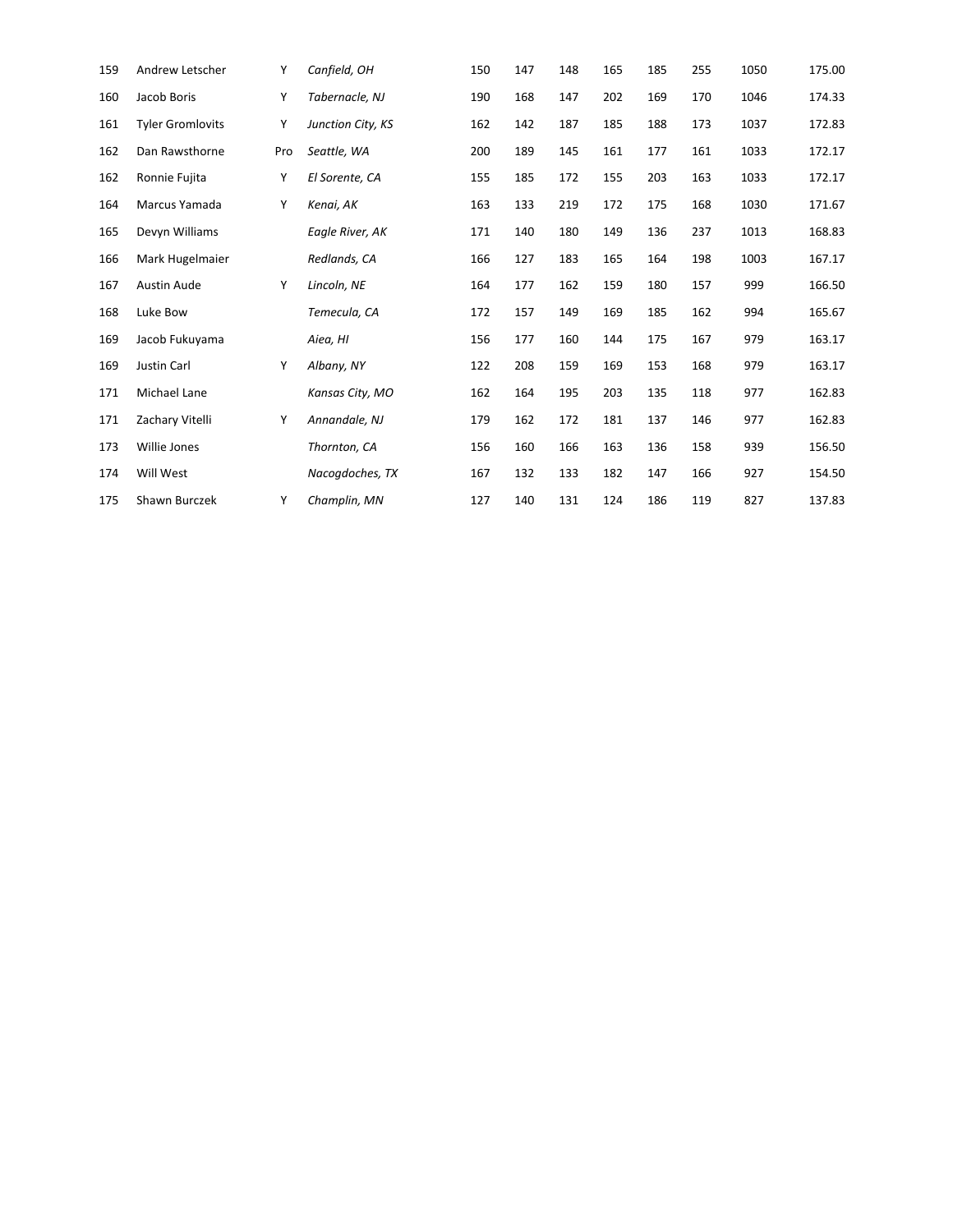| | | | | | | | | | | | |
|---|---|---|---|---|---|---|---|---|---|---|---|
| 159 | Andrew Letscher | Y | *Canfield, OH* | 150 | 147 | 148 | 165 | 185 | 255 | 1050 | 175.00 |
| 160 | Jacob Boris | Y | *Tabernacle, NJ* | 190 | 168 | 147 | 202 | 169 | 170 | 1046 | 174.33 |
| 161 | Tyler Gromlovits | Y | *Junction City, KS* | 162 | 142 | 187 | 185 | 188 | 173 | 1037 | 172.83 |
| 162 | Dan Rawsthorne | Pro | *Seattle, WA* | 200 | 189 | 145 | 161 | 177 | 161 | 1033 | 172.17 |
| 162 | Ronnie Fujita | Y | *El Sorente, CA* | 155 | 185 | 172 | 155 | 203 | 163 | 1033 | 172.17 |
| 164 | Marcus Yamada | Y | *Kenai, AK* | 163 | 133 | 219 | 172 | 175 | 168 | 1030 | 171.67 |
| 165 | Devyn Williams | | *Eagle River, AK* | 171 | 140 | 180 | 149 | 136 | 237 | 1013 | 168.83 |
| 166 | Mark Hugelmaier | | *Redlands, CA* | 166 | 127 | 183 | 165 | 164 | 198 | 1003 | 167.17 |
| 167 | Austin Aude | Y | *Lincoln, NE* | 164 | 177 | 162 | 159 | 180 | 157 | 999 | 166.50 |
| 168 | Luke Bow | | *Temecula, CA* | 172 | 157 | 149 | 169 | 185 | 162 | 994 | 165.67 |
| 169 | Jacob Fukuyama | | *Aiea, HI* | 156 | 177 | 160 | 144 | 175 | 167 | 979 | 163.17 |
| 169 | Justin Carl | Y | *Albany, NY* | 122 | 208 | 159 | 169 | 153 | 168 | 979 | 163.17 |
| 171 | Michael Lane | | *Kansas City, MO* | 162 | 164 | 195 | 203 | 135 | 118 | 977 | 162.83 |
| 171 | Zachary Vitelli | Y | *Annandale, NJ* | 179 | 162 | 172 | 181 | 137 | 146 | 977 | 162.83 |
| 173 | Willie Jones | | *Thornton, CA* | 156 | 160 | 166 | 163 | 136 | 158 | 939 | 156.50 |
| 174 | Will West | | *Nacogdoches, TX* | 167 | 132 | 133 | 182 | 147 | 166 | 927 | 154.50 |
| 175 | Shawn Burczek | Y | *Champlin, MN* | 127 | 140 | 131 | 124 | 186 | 119 | 827 | 137.83 |